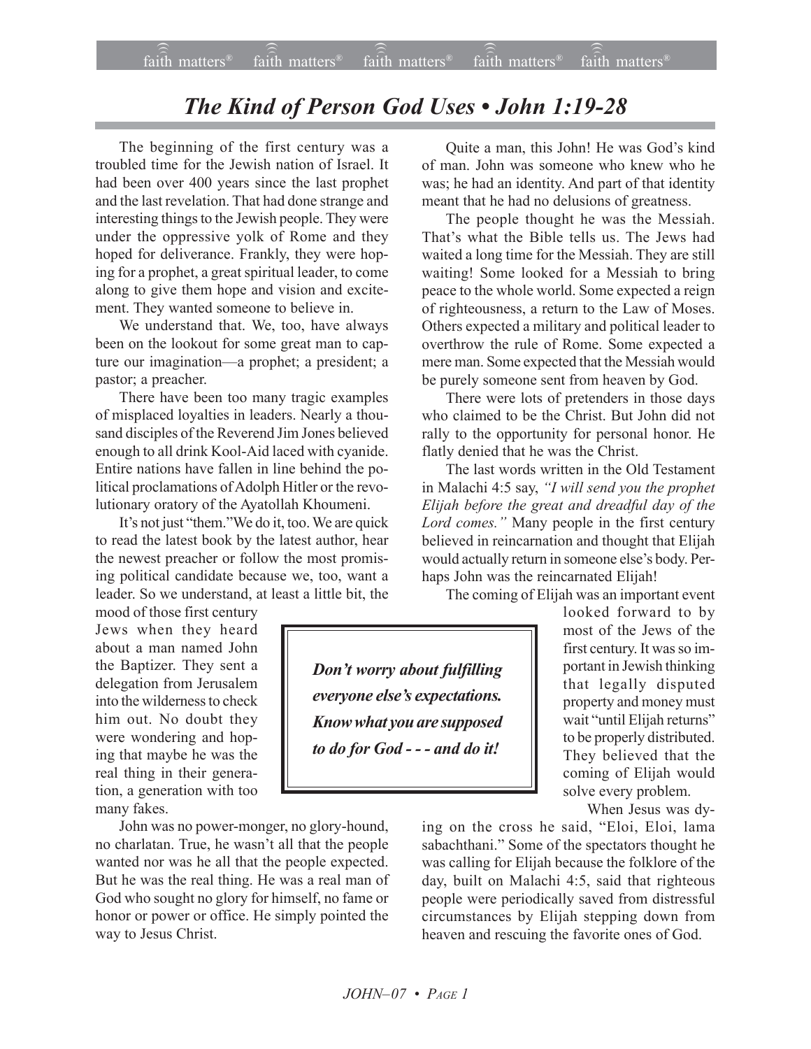# *The Kind of Person God Uses • John 1:19-28*

The beginning of the first century was a troubled time for the Jewish nation of Israel. It had been over 400 years since the last prophet and the last revelation. That had done strange and interesting things to the Jewish people. They were under the oppressive yolk of Rome and they hoped for deliverance. Frankly, they were hoping for a prophet, a great spiritual leader, to come along to give them hope and vision and excitement. They wanted someone to believe in.

We understand that. We, too, have always been on the lookout for some great man to capture our imagination—a prophet; a president; a pastor; a preacher.

There have been too many tragic examples of misplaced loyalties in leaders. Nearly a thousand disciples of the Reverend Jim Jones believed enough to all drink Kool-Aid laced with cyanide. Entire nations have fallen in line behind the political proclamations of Adolph Hitler or the revolutionary oratory of the Ayatollah Khoumeni.

It's not just "them." We do it, too. We are quick to read the latest book by the latest author, hear the newest preacher or follow the most promising political candidate because we, too, want a leader. So we understand, at least a little bit, the mood of those first century Jews when they heard about a man named John the Baptizer. They sent a delegation from Jerusalem into the wilderness to check him out. No doubt they were wondering and hoping that maybe he was the real thing in their generation, a generation with too many fakes.

John was no power-monger, no glory-hound, no charlatan. True, he wasn't all that the people wanted nor was he all that the people expected. But he was the real thing. He was a real man of God who sought no glory for himself, no fame or honor or power or office. He simply pointed the way to Jesus Christ.

> ***Don't worry about fulfilling everyone else's expectations. Know what you are supposed to do for God - - - and do it!***

Quite a man, this John! He was God's kind of man. John was someone who knew who he was; he had an identity. And part of that identity meant that he had no delusions of greatness.

The people thought he was the Messiah. That's what the Bible tells us. The Jews had waited a long time for the Messiah. They are still waiting! Some looked for a Messiah to bring peace to the whole world. Some expected a reign of righteousness, a return to the Law of Moses. Others expected a military and political leader to overthrow the rule of Rome. Some expected a mere man. Some expected that the Messiah would be purely someone sent from heaven by God.

There were lots of pretenders in those days who claimed to be the Christ. But John did not rally to the opportunity for personal honor. He flatly denied that he was the Christ.

The last words written in the Old Testament in Malachi 4:5 say, *"I will send you the prophet Elijah before the great and dreadful day of the Lord comes."* Many people in the first century believed in reincarnation and thought that Elijah would actually return in someone else's body. Perhaps John was the reincarnated Elijah!

The coming of Elijah was an important event looked forward to by most of the Jews of the first century. It was so important in Jewish thinking that legally disputed property and money must wait "until Elijah returns" to be properly distributed. They believed that the coming of Elijah would solve every problem.

When Jesus was dying on the cross he said, "Eloi, Eloi, lama sabachthani." Some of the spectators thought he was calling for Elijah because the folklore of the day, built on Malachi 4:5, said that righteous people were periodically saved from distressful circumstances by Elijah stepping down from heaven and rescuing the favorite ones of God.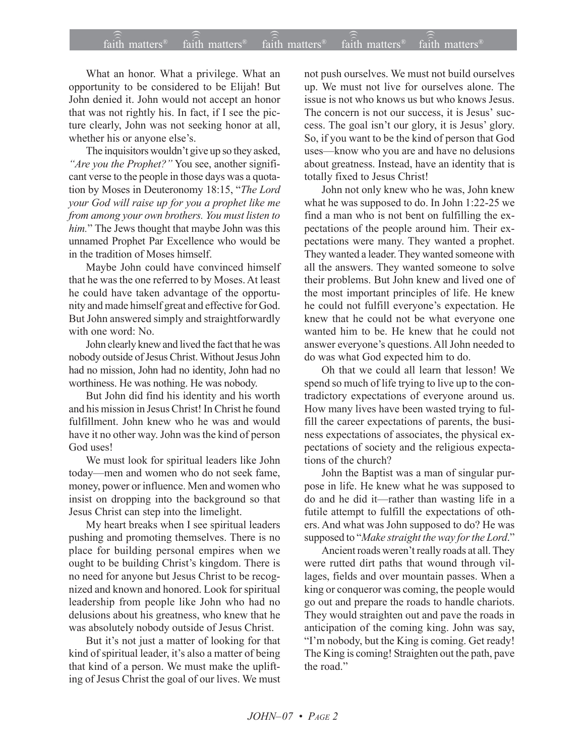What an honor. What a privilege. What an opportunity to be considered to be Elijah! But John denied it. John would not accept an honor that was not rightly his. In fact, if I see the picture clearly, John was not seeking honor at all, whether his or anyone else's.

The inquisitors wouldn't give up so they asked, *"Are you the Prophet?"* You see, another significant verse to the people in those days was a quotation by Moses in Deuteronomy 18:15, "*The Lord your God will raise up for you a prophet like me from among your own brothers. You must listen to him.*" The Jews thought that maybe John was this unnamed Prophet Par Excellence who would be in the tradition of Moses himself.

Maybe John could have convinced himself that he was the one referred to by Moses. At least he could have taken advantage of the opportunity and made himself great and effective for God. But John answered simply and straightforwardly with one word: No.

John clearly knew and lived the fact that he was nobody outside of Jesus Christ. Without Jesus John had no mission, John had no identity, John had no worthiness. He was nothing. He was nobody.

But John did find his identity and his worth and his mission in Jesus Christ! In Christ he found fulfillment. John knew who he was and would have it no other way. John was the kind of person God uses!

We must look for spiritual leaders like John today—men and women who do not seek fame, money, power or influence. Men and women who insist on dropping into the background so that Jesus Christ can step into the limelight.

My heart breaks when I see spiritual leaders pushing and promoting themselves. There is no place for building personal empires when we ought to be building Christ's kingdom. There is no need for anyone but Jesus Christ to be recognized and known and honored. Look for spiritual leadership from people like John who had no delusions about his greatness, who knew that he was absolutely nobody outside of Jesus Christ.

But it's not just a matter of looking for that kind of spiritual leader, it's also a matter of being that kind of a person. We must make the uplifting of Jesus Christ the goal of our lives. We must not push ourselves. We must not build ourselves up. We must not live for ourselves alone. The issue is not who knows us but who knows Jesus. The concern is not our success, it is Jesus' success. The goal isn't our glory, it is Jesus' glory. So, if you want to be the kind of person that God uses—know who you are and have no delusions about greatness. Instead, have an identity that is totally fixed to Jesus Christ!

John not only knew who he was, John knew what he was supposed to do. In John 1:22-25 we find a man who is not bent on fulfilling the expectations of the people around him. Their expectations were many. They wanted a prophet. They wanted a leader. They wanted someone with all the answers. They wanted someone to solve their problems. But John knew and lived one of the most important principles of life. He knew he could not fulfill everyone's expectation. He knew that he could not be what everyone one wanted him to be. He knew that he could not answer everyone's questions. All John needed to do was what God expected him to do.

Oh that we could all learn that lesson! We spend so much of life trying to live up to the contradictory expectations of everyone around us. How many lives have been wasted trying to fulfill the career expectations of parents, the business expectations of associates, the physical expectations of society and the religious expectations of the church?

John the Baptist was a man of singular purpose in life. He knew what he was supposed to do and he did it—rather than wasting life in a futile attempt to fulfill the expectations of others. And what was John supposed to do? He was supposed to "*Make straight the way for the Lord*."

Ancient roads weren't really roads at all. They were rutted dirt paths that wound through villages, fields and over mountain passes. When a king or conqueror was coming, the people would go out and prepare the roads to handle chariots. They would straighten out and pave the roads in anticipation of the coming king. John was say, "I'm nobody, but the King is coming. Get ready! The King is coming! Straighten out the path, pave the road."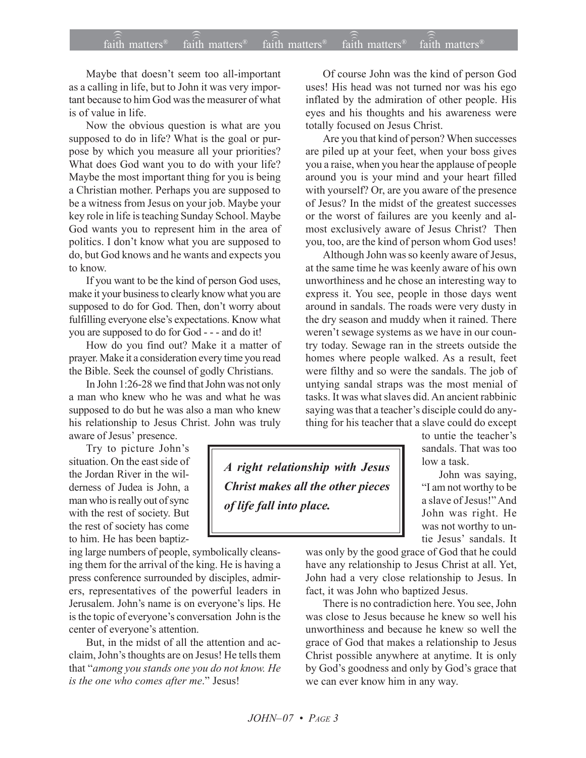Maybe that doesn't seem too all-important as a calling in life, but to John it was very important because to him God was the measurer of what is of value in life.

Now the obvious question is what are you supposed to do in life? What is the goal or purpose by which you measure all your priorities? What does God want you to do with your life? Maybe the most important thing for you is being a Christian mother. Perhaps you are supposed to be a witness from Jesus on your job. Maybe your key role in life is teaching Sunday School. Maybe God wants you to represent him in the area of politics. I don't know what you are supposed to do, but God knows and he wants and expects you to know.

If you want to be the kind of person God uses, make it your business to clearly know what you are supposed to do for God. Then, don't worry about fulfilling everyone else's expectations. Know what you are supposed to do for God - - - and do it!

How do you find out? Make it a matter of prayer. Make it a consideration every time you read the Bible. Seek the counsel of godly Christians.

In John 1:26-28 we find that John was not only a man who knew who he was and what he was supposed to do but he was also a man who knew his relationship to Jesus Christ. John was truly aware of Jesus' presence.

Try to picture John's situation. On the east side of the Jordan River in the wilderness of Judea is John, a man who is really out of sync with the rest of society. But the rest of society has come to him. He has been baptizing large numbers of people, symbolically cleansing them for the arrival of the king. He is having a press conference surrounded by disciples, admirers, representatives of the powerful leaders in Jerusalem. John's name is on everyone's lips. He is the topic of everyone's conversation John is the center of everyone's attention.

But, in the midst of all the attention and acclaim, John's thoughts are on Jesus! He tells them that "*among you stands one you do not know. He is the one who comes after me*." Jesus!

Of course John was the kind of person God uses! His head was not turned nor was his ego inflated by the admiration of other people. His eyes and his thoughts and his awareness were totally focused on Jesus Christ.

Are you that kind of person? When successes are piled up at your feet, when your boss gives you a raise, when you hear the applause of people around you is your mind and your heart filled with yourself? Or, are you aware of the presence of Jesus? In the midst of the greatest successes or the worst of failures are you keenly and almost exclusively aware of Jesus Christ? Then you, too, are the kind of person whom God uses!

Although John was so keenly aware of Jesus, at the same time he was keenly aware of his own unworthiness and he chose an interesting way to express it. You see, people in those days went around in sandals. The roads were very dusty in the dry season and muddy when it rained. There weren't sewage systems as we have in our country today. Sewage ran in the streets outside the homes where people walked. As a result, feet were filthy and so were the sandals. The job of untying sandal straps was the most menial of tasks. It was what slaves did. An ancient rabbinic saying was that a teacher's disciple could do anything for his teacher that a slave could do except to untie the teacher's sandals. That was too low a task.

> ***A right relationship with Jesus Christ makes all the other pieces of life fall into place.***

John was saying, "I am not worthy to be a slave of Jesus!" And John was right. He was not worthy to untie Jesus' sandals. It was only by the good grace of God that he could have any relationship to Jesus Christ at all. Yet, John had a very close relationship to Jesus. In fact, it was John who baptized Jesus.

There is no contradiction here. You see, John was close to Jesus because he knew so well his unworthiness and because he knew so well the grace of God that makes a relationship to Jesus Christ possible anywhere at anytime. It is only by God's goodness and only by God's grace that we can ever know him in any way.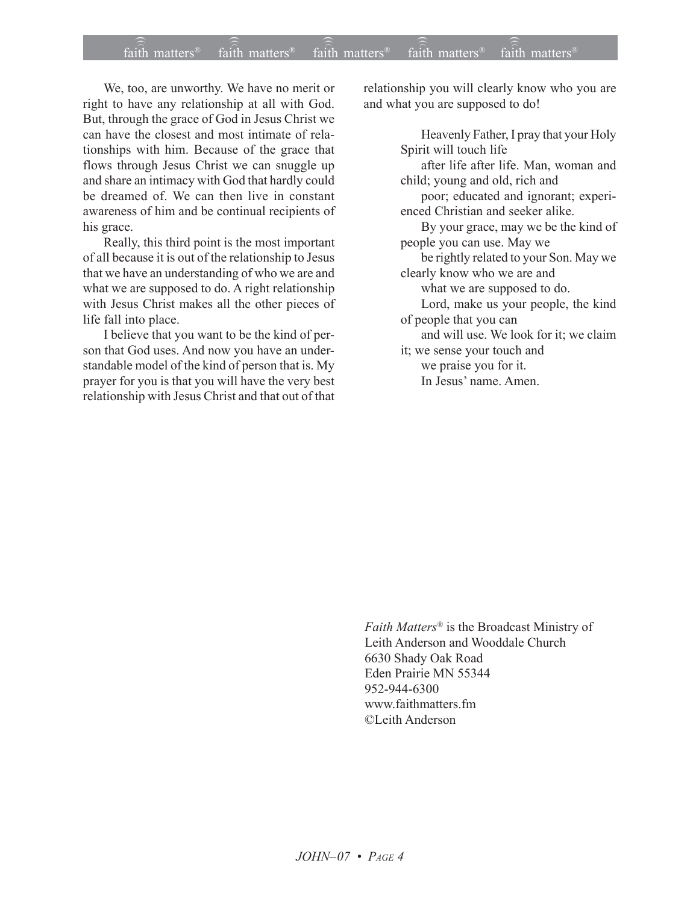We, too, are unworthy. We have no merit or right to have any relationship at all with God. But, through the grace of God in Jesus Christ we can have the closest and most intimate of relationships with him. Because of the grace that flows through Jesus Christ we can snuggle up and share an intimacy with God that hardly could be dreamed of. We can then live in constant awareness of him and be continual recipients of his grace.

Really, this third point is the most important of all because it is out of the relationship to Jesus that we have an understanding of who we are and what we are supposed to do. A right relationship with Jesus Christ makes all the other pieces of life fall into place.

I believe that you want to be the kind of person that God uses. And now you have an understandable model of the kind of person that is. My prayer for you is that you will have the very best relationship with Jesus Christ and that out of that relationship you will clearly know who you are and what you are supposed to do!

> Heavenly Father, I pray that your Holy Spirit will touch life
> after life after life. Man, woman and child; young and old, rich and
> poor; educated and ignorant; experienced Christian and seeker alike.
> By your grace, may we be the kind of people you can use. May we
> be rightly related to your Son. May we clearly know who we are and
> what we are supposed to do.
> Lord, make us your people, the kind of people that you can
> and will use. We look for it; we claim it; we sense your touch and
> we praise you for it.
> In Jesus' name. Amen.

*Faith Matters*® is the Broadcast Ministry of
Leith Anderson and Wooddale Church
6630 Shady Oak Road
Eden Prairie MN 55344
952-944-6300
www.faithmatters.fm
©Leith Anderson